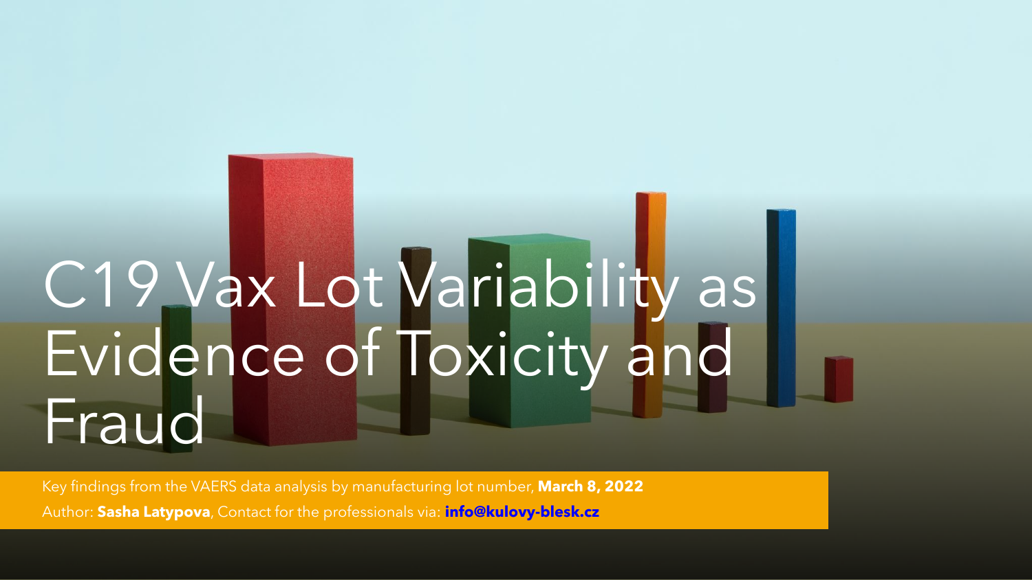# C19 Vax Lot Variability as Evidence of Toxicity and Fraud

Key findings from the VAERS data analysis by manufacturing lot number, **March 8, 2022**

Author: **Sasha Latypova**, Contact for the professionals via: **info@kulovy-blesk.cz**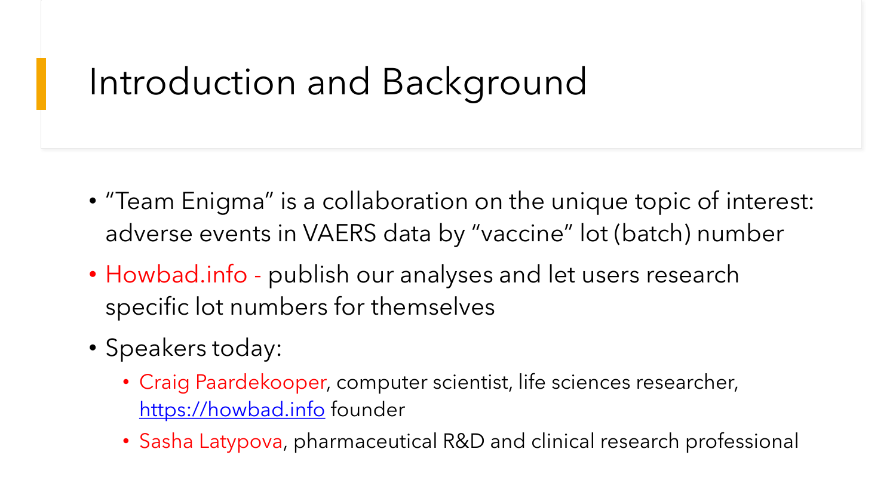# Introduction and Background

- "Team Enigma" is a collaboration on the unique topic of interest: adverse events in VAERS data by "vaccine" lot (batch) number
- Howbad.info - publish our analyses and let users research specific lot numbers for themselves
- Speakers today:
  - Craig Paardekooper, computer scientist, life sciences researcher, [https://howbad.info](https://howbad.info) founder
  - Sasha Latypova, pharmaceutical R&D and clinical research professional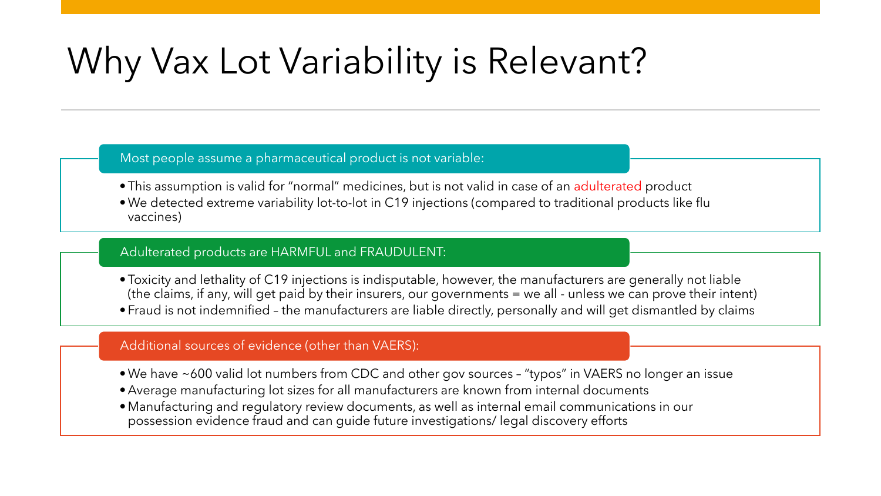# Why Vax Lot Variability is Relevant?

### Most people assume a pharmaceutical product is not variable:

- This assumption is valid for "normal" medicines, but is not valid in case of an adulterated product
- We detected extreme variability lot-to-lot in C19 injections (compared to traditional products like flu vaccines)

### Adulterated products are HARMFUL and FRAUDULENT:

- Toxicity and lethality of C19 injections is indisputable, however, the manufacturers are generally not liable (the claims, if any, will get paid by their insurers, our governments = we all - unless we can prove their intent)
- Fraud is not indemnified – the manufacturers are liable directly, personally and will get dismantled by claims

### Additional sources of evidence (other than VAERS):

- We have ~600 valid lot numbers from CDC and other gov sources – "typos" in VAERS no longer an issue
- Average manufacturing lot sizes for all manufacturers are known from internal documents
- Manufacturing and regulatory review documents, as well as internal email communications in our possession evidence fraud and can guide future investigations/ legal discovery efforts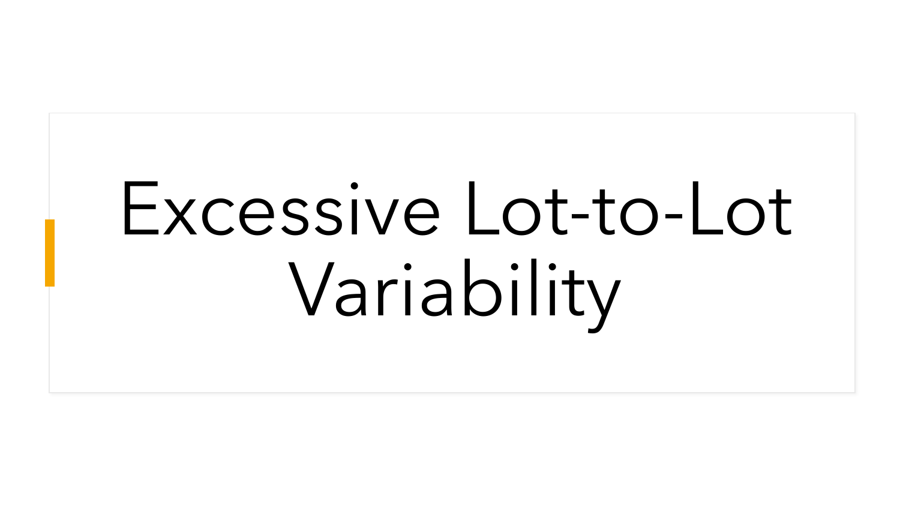# Excessive Lot-to-Lot Variability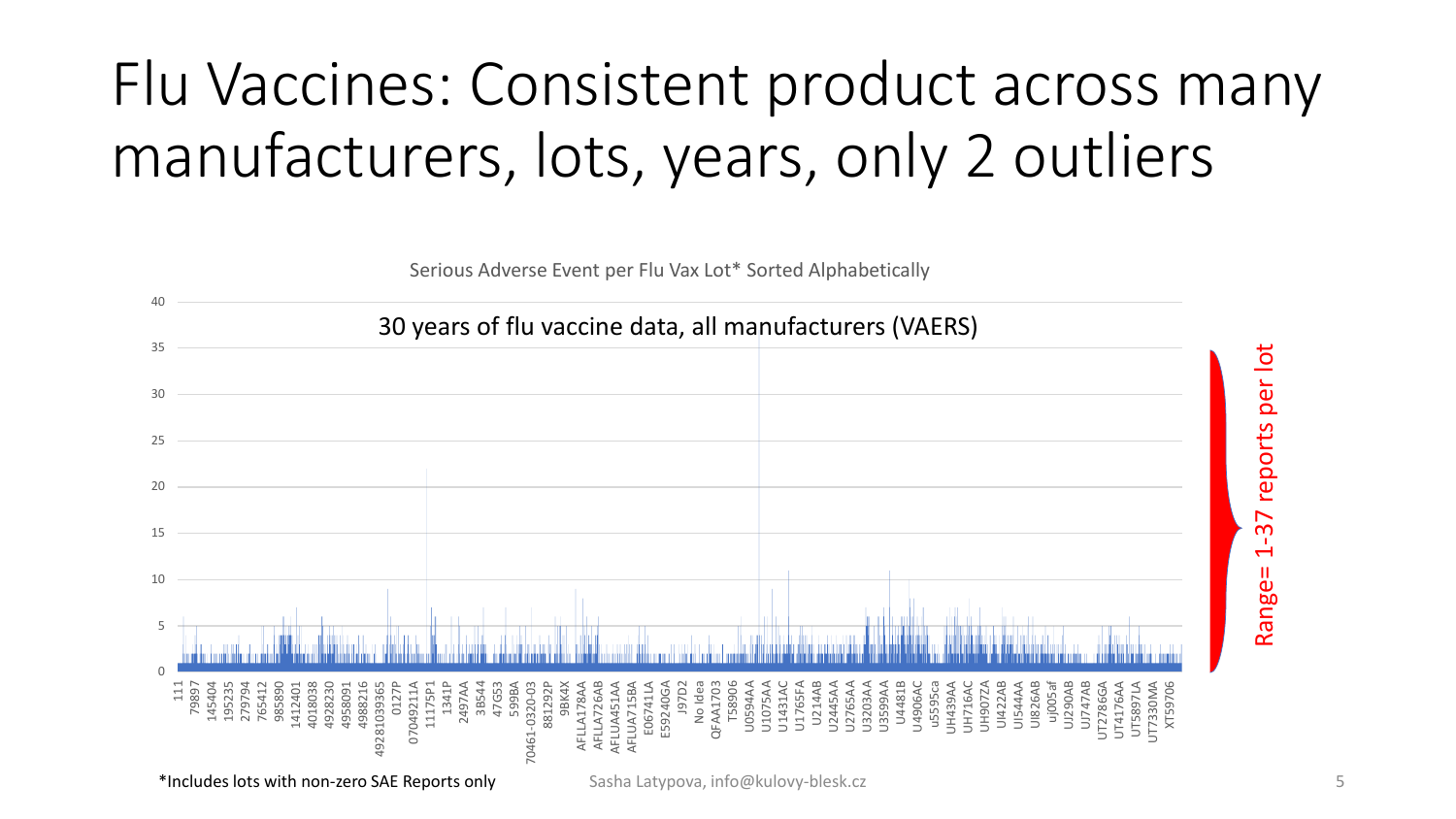# Flu Vaccines: Consistent product across many manufacturers, lots, years, only 2 outliers

Serious Adverse Event per Flu Vax Lot* Sorted Alphabetically

30 years of flu vaccine data, all manufacturers (VAERS)

Range= 1-37 reports per lot

*Includes lots with non-zero SAE Reports only

Sasha Latypova, info@kulovy-blesk.cz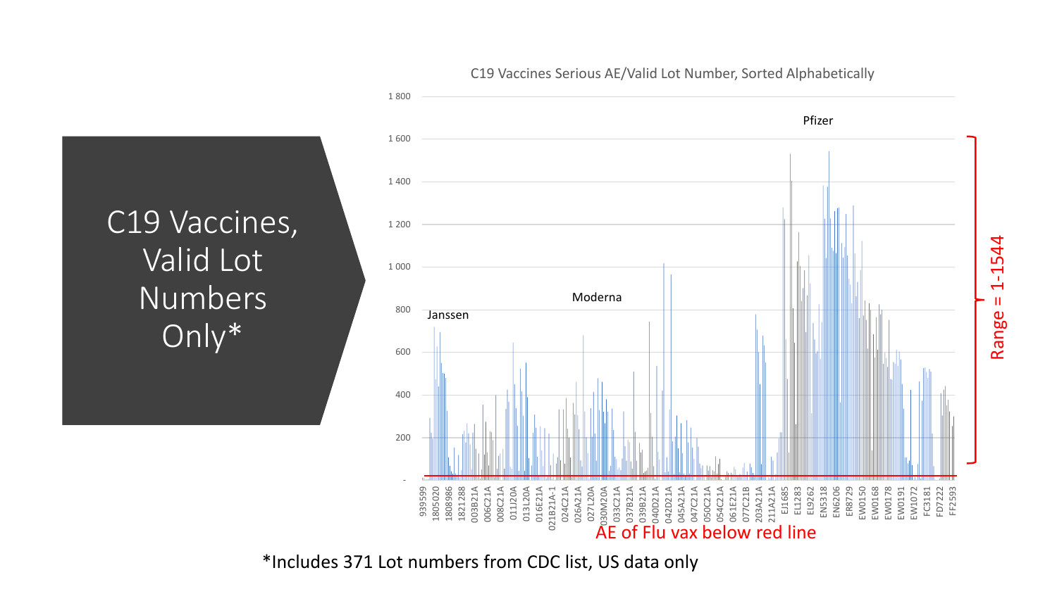# C19 Vaccines, Valid Lot Numbers Only*

C19 Vaccines Serious AE/Valid Lot Number, Sorted Alphabetically

Janssen

Moderna

Pfizer

Range = 1-1544

AE of Flu vax below red line

*Includes 371 Lot numbers from CDC list, US data only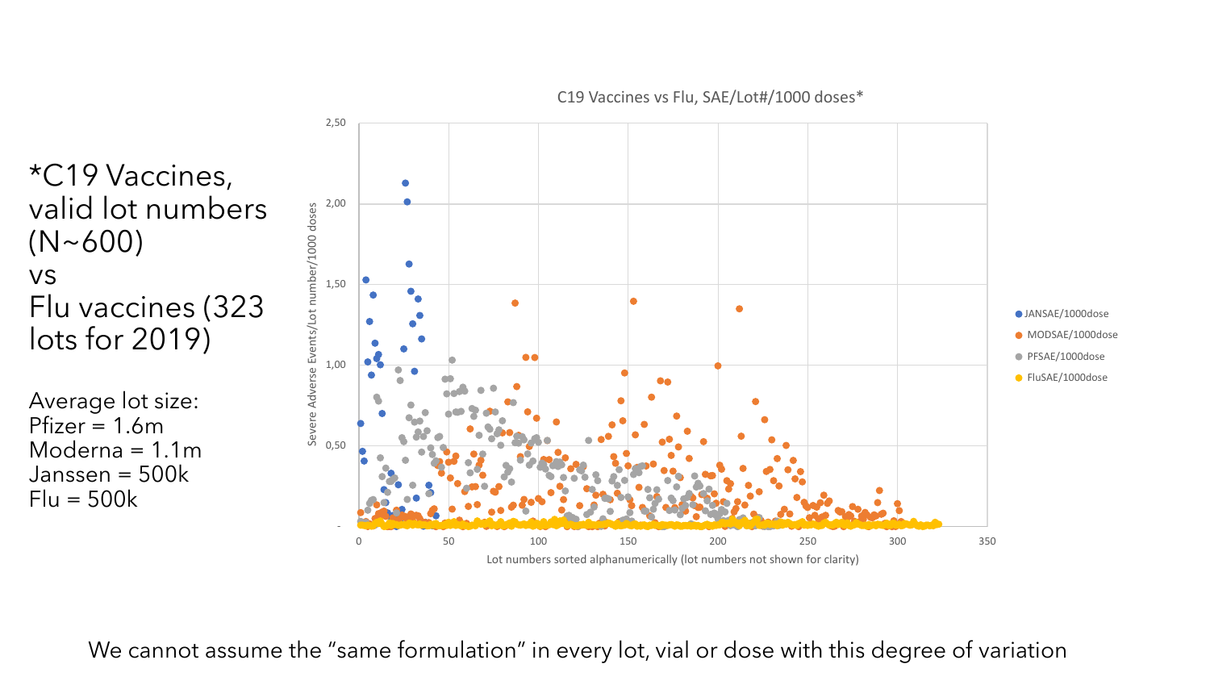*C19 Vaccines, valid lot numbers (N~600)
vs
Flu vaccines (323 lots for 2019)

Average lot size:
Pfizer = 1.6m
Moderna = 1.1m
Janssen = 500k
Flu = 500k

C19 Vaccines vs Flu, SAE/Lot#/1000 doses*

Severe Adverse Events/Lot number/1000 doses

Lot numbers sorted alphanumerically (lot numbers not shown for clarity)

JANSAE/1000dose
MODSAE/1000dose
PFSAE/1000dose
FluSAE/1000dose

We cannot assume the "same formulation" in every lot, vial or dose with this degree of variation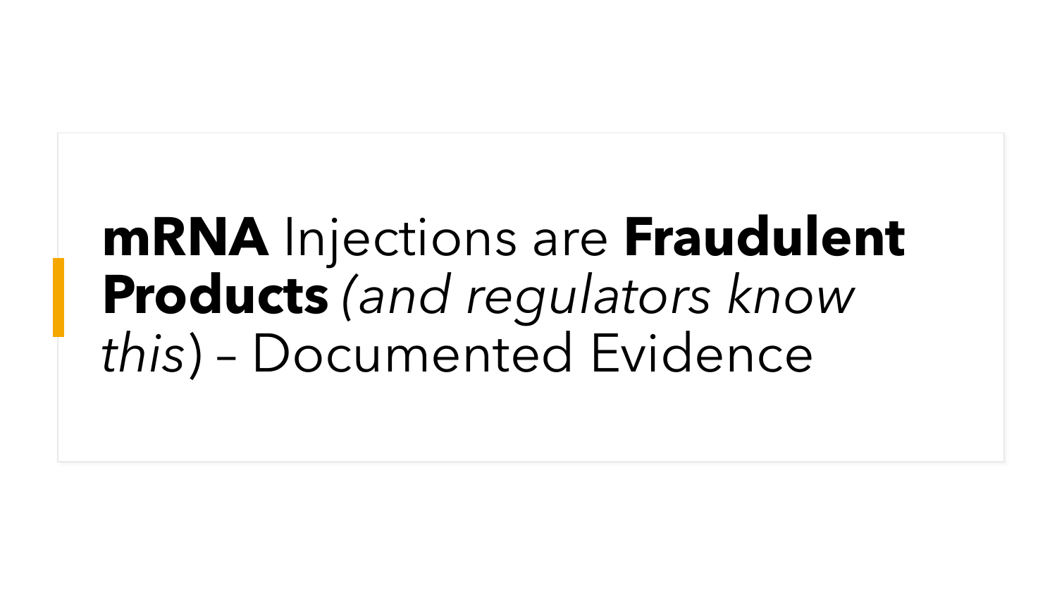# **mRNA** Injections are **Fraudulent Products** *(and regulators know this*) – Documented Evidence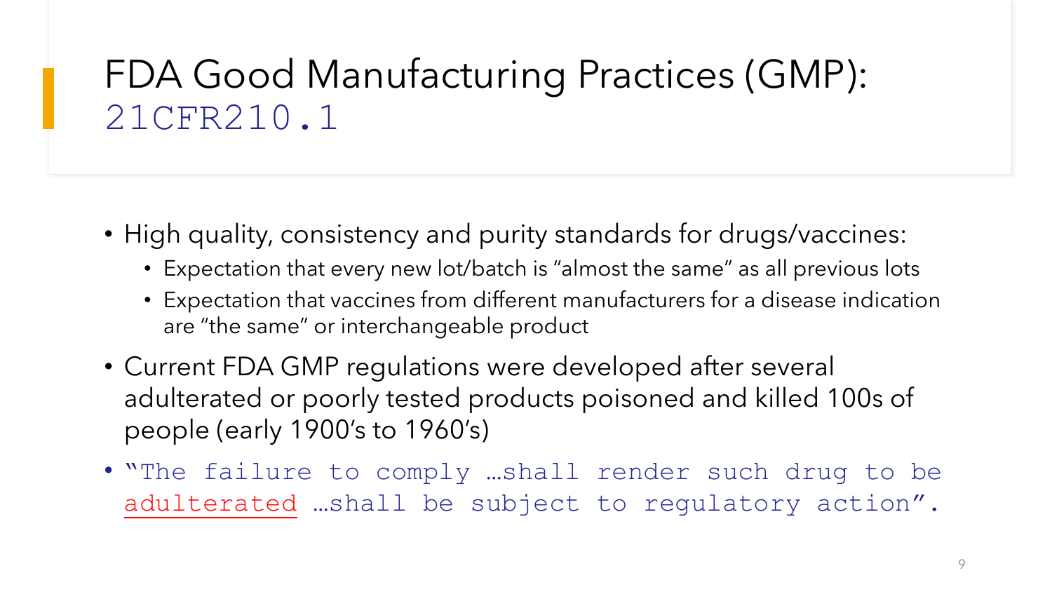# FDA Good Manufacturing Practices (GMP): 21CFR210.1

- High quality, consistency and purity standards for drugs/vaccines:
  - Expectation that every new lot/batch is "almost the same" as all previous lots
  - Expectation that vaccines from different manufacturers for a disease indication are "the same" or interchangeable product
- Current FDA GMP regulations were developed after several adulterated or poorly tested products poisoned and killed 100s of people (early 1900's to 1960's)
- "The failure to comply …shall render such drug to be adulterated …shall be subject to regulatory action".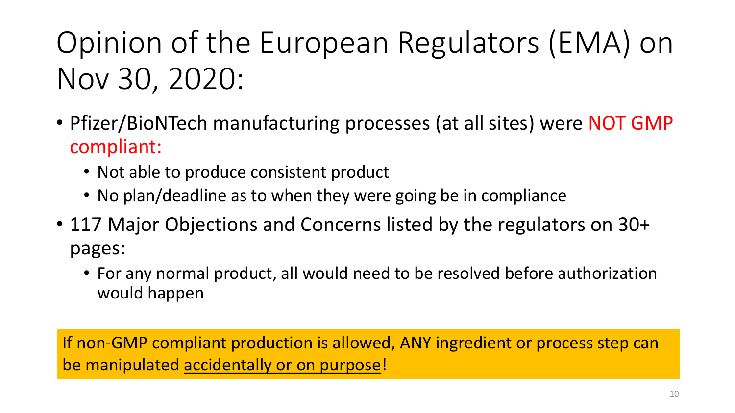# Opinion of the European Regulators (EMA) on Nov 30, 2020:

- Pfizer/BioNTech manufacturing processes (at all sites) were NOT GMP compliant:
  - Not able to produce consistent product
  - No plan/deadline as to when they were going be in compliance
- 117 Major Objections and Concerns listed by the regulators on 30+ pages:
  - For any normal product, all would need to be resolved before authorization would happen

If non-GMP compliant production is allowed, ANY ingredient or process step can be manipulated accidentally or on purpose!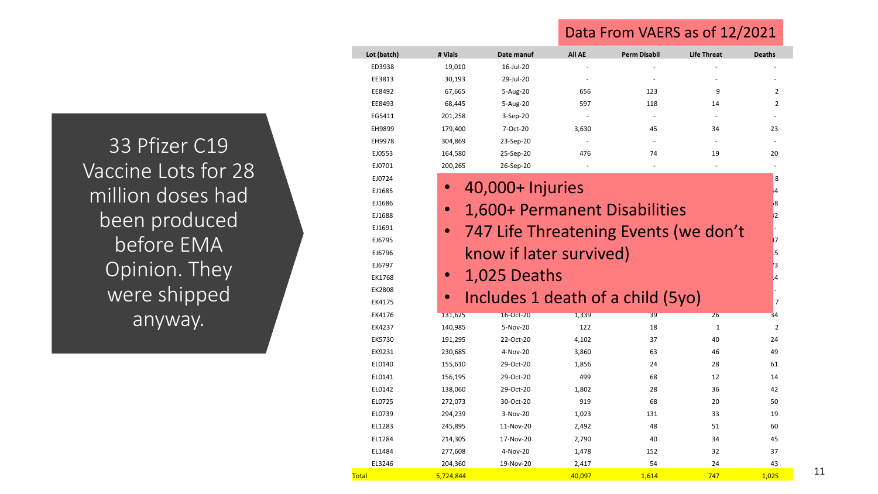Data From VAERS as of 12/2021

## 33 Pfizer C19 Vaccine Lots for 28 million doses had been produced before EMA Opinion. They were shipped anyway.

| Lot (batch) | # Vials | Date manuf | All AE | Perm Disabil | Life Threat | Deaths |
|---|---|---|---|---|---|---|
| ED3938 | 19,010 | 16-Jul-20 | - | - | - | - |
| EE3813 | 30,193 | 29-Jul-20 | - | - | - | - |
| EE8492 | 67,665 | 5-Aug-20 | 656 | 123 | 9 | 2 |
| EE8493 | 68,445 | 5-Aug-20 | 597 | 118 | 14 | 2 |
| EG5411 | 201,258 | 3-Sep-20 | - | - | - | - |
| EH9899 | 179,400 | 7-Oct-20 | 3,630 | 45 | 34 | 23 |
| EH9978 | 304,869 | 23-Sep-20 | - | - | - | - |
| EJ0553 | 164,580 | 25-Sep-20 | 476 | 74 | 19 | 20 |
| EJ0701 | 200,265 | 26-Sep-20 | - | - | - | - |
| EJ0724 | | | | | | 8 |
| EJ1685 | | | | | | 4 |
| EJ1686 | | | | | | 8 |
| EJ1688 | | | | | | 2 |
| EJ1691 | | | | | | - |
| EJ6795 | | | | | | 7 |
| EJ6796 | | | | | | 5 |
| EJ6797 | | | | | | 3 |
| EK1768 | | | | | | 4 |
| EK2808 | | | | | | - |
| EK4175 | | | | | | 7 |
| EK4176 | 131,625 | 16-Oct-20 | 1,339 | 39 | 26 | 34 |
| EK4237 | 140,985 | 5-Nov-20 | 122 | 18 | 1 | 2 |
| EK5730 | 191,295 | 22-Oct-20 | 4,102 | 37 | 40 | 24 |
| EK9231 | 230,685 | 4-Nov-20 | 3,860 | 63 | 46 | 49 |
| EL0140 | 155,610 | 29-Oct-20 | 1,856 | 24 | 28 | 61 |
| EL0141 | 156,195 | 29-Oct-20 | 499 | 68 | 12 | 14 |
| EL0142 | 138,060 | 29-Oct-20 | 1,802 | 28 | 36 | 42 |
| EL0725 | 272,073 | 30-Oct-20 | 919 | 68 | 20 | 50 |
| EL0739 | 294,239 | 3-Nov-20 | 1,023 | 131 | 33 | 19 |
| EL1283 | 245,895 | 11-Nov-20 | 2,492 | 48 | 51 | 60 |
| EL1284 | 214,305 | 17-Nov-20 | 2,790 | 40 | 34 | 45 |
| EL1484 | 277,608 | 4-Nov-20 | 1,478 | 152 | 32 | 37 |
| EL3246 | 204,360 | 19-Nov-20 | 2,417 | 54 | 24 | 43 |
| Total | 5,724,844 | | 40,097 | 1,614 | 747 | 1,025 |

- 40,000+ Injuries
- 1,600+ Permanent Disabilities
- 747 Life Threatening Events (we don't know if later survived)
- 1,025 Deaths
- Includes 1 death of a child (5yo)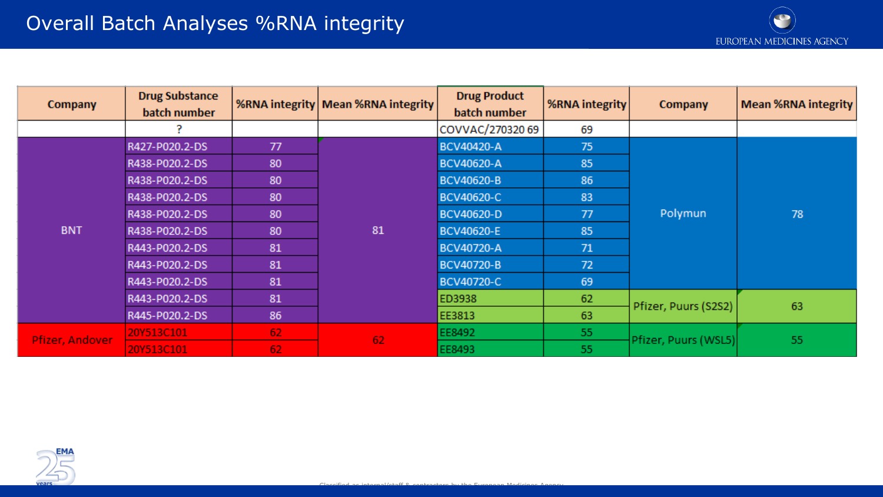# Overall Batch Analyses %RNA integrity

| Company | Drug Substance batch number | %RNA integrity | Mean %RNA integrity | Drug Product batch number | %RNA integrity | Company | Mean %RNA integrity |
|---|---|---|---|---|---|---|---|
| | ? | | | COVVAC/270320 69 | 69 | | |
| BNT | R427-P020.2-DS | 77 | 81 | BCV40420-A | 75 | Polymun | 78 |
| | R438-P020.2-DS | 80 | | BCV40620-A | 85 | | |
| | R438-P020.2-DS | 80 | | BCV40620-B | 86 | | |
| | R438-P020.2-DS | 80 | | BCV40620-C | 83 | | |
| | R438-P020.2-DS | 80 | | BCV40620-D | 77 | | |
| | R438-P020.2-DS | 80 | | BCV40620-E | 85 | | |
| | R443-P020.2-DS | 81 | | BCV40720-A | 71 | | |
| | R443-P020.2-DS | 81 | | BCV40720-B | 72 | | |
| | R443-P020.2-DS | 81 | | BCV40720-C | 69 | | |
| | R443-P020.2-DS | 81 | | ED3938 | 62 | Pfizer, Puurs (S2S2) | 63 |
| | R445-P020.2-DS | 86 | | EE3813 | 63 | | |
| Pfizer, Andover | 20Y513C101 | 62 | 62 | EE8492 | 55 | Pfizer, Puurs (WSL5) | 55 |
| | 20Y513C101 | 62 | | EE8493 | 55 | | |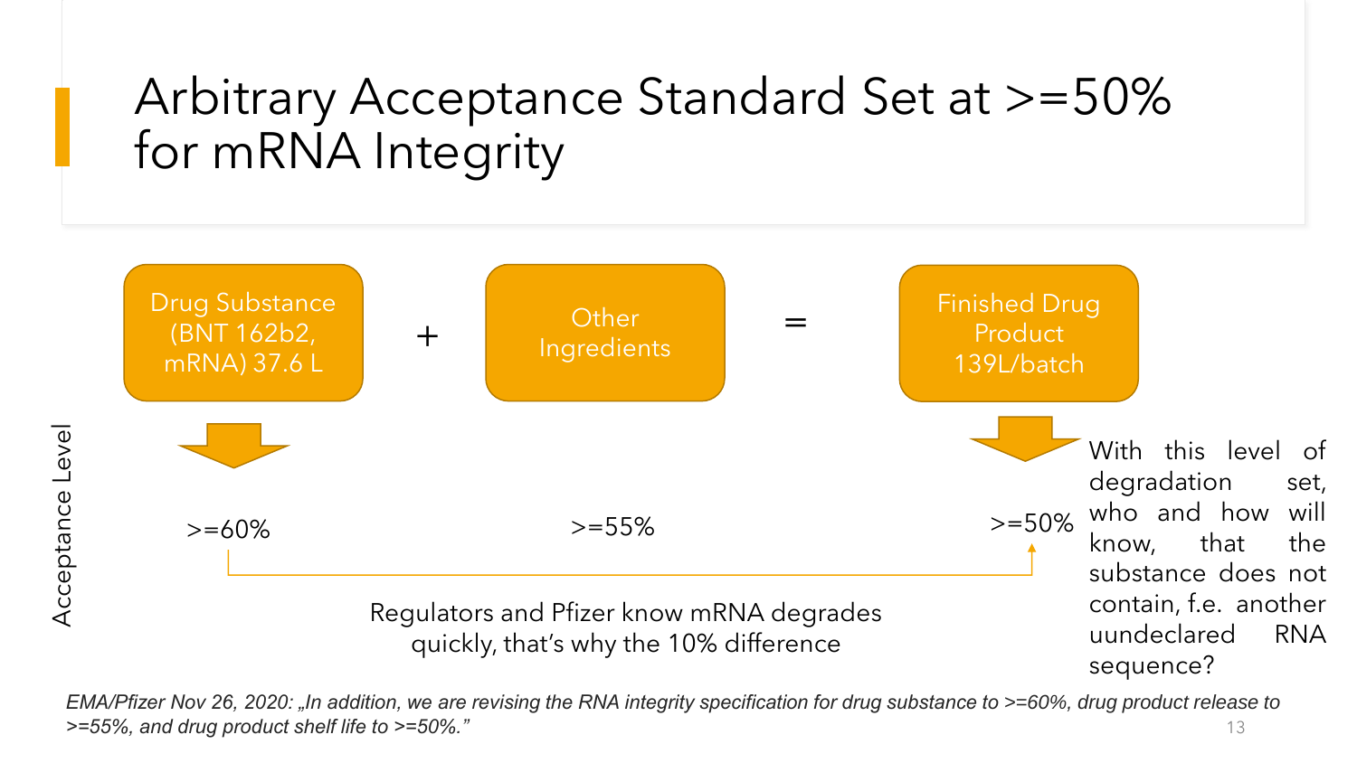# Arbitrary Acceptance Standard Set at >=50% for mRNA Integrity

Drug Substance (BNT 162b2, mRNA) 37.6 L + Other Ingredients = Finished Drug Product 139L/batch

Acceptance Level

>=60% >=55% >=50%

Regulators and Pfizer know mRNA degrades quickly, that's why the 10% difference

With this level of degradation set, who and how will know, that the substance does not contain, f.e. another uundeclared RNA sequence?

*EMA/Pfizer Nov 26, 2020: „In addition, we are revising the RNA integrity specification for drug substance to >=60%, drug product release to >=55%, and drug product shelf life to >=50%."*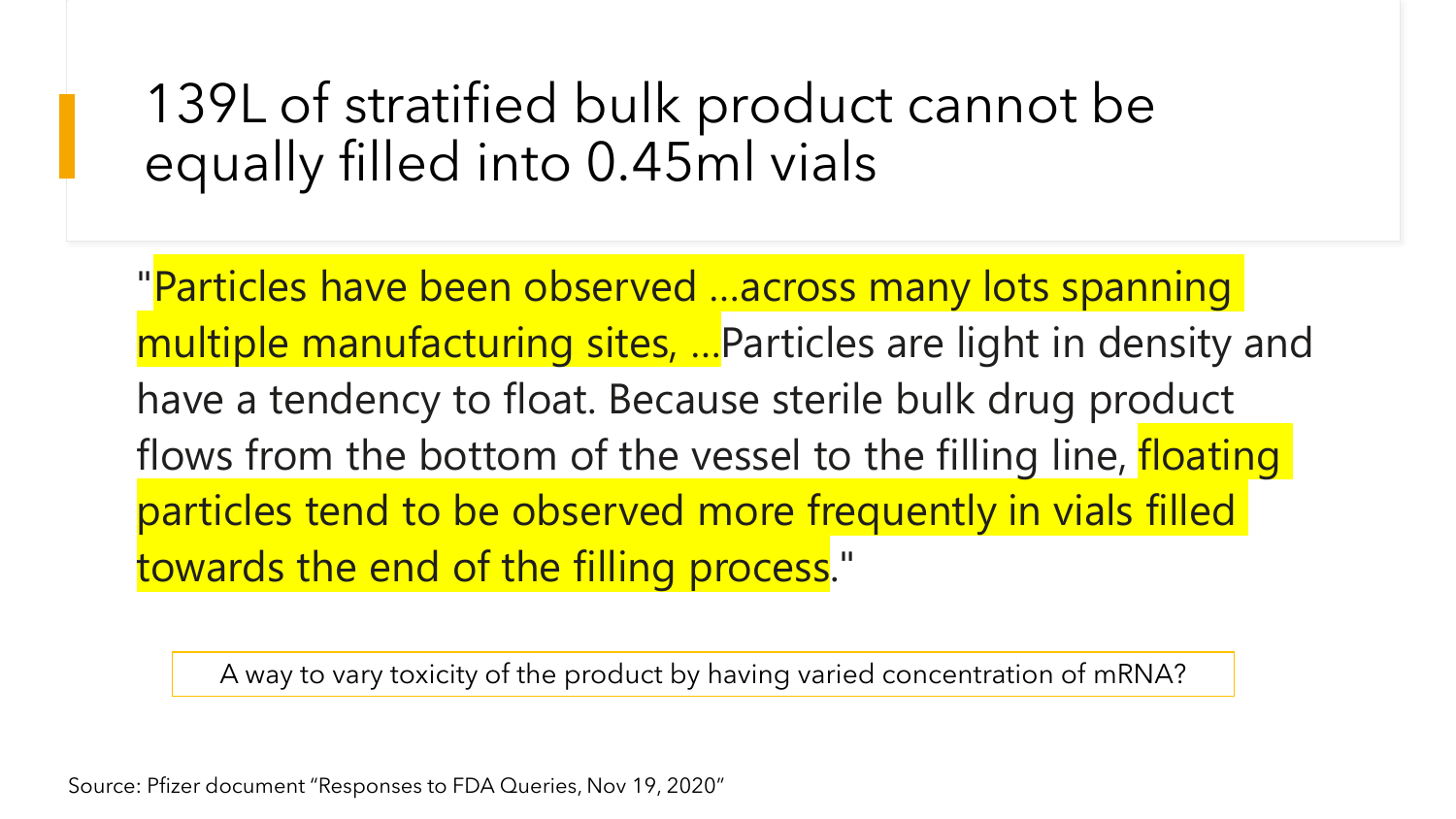# 139L of stratified bulk product cannot be equally filled into 0.45ml vials

"Particles have been observed …across many lots spanning multiple manufacturing sites, …Particles are light in density and have a tendency to float. Because sterile bulk drug product flows from the bottom of the vessel to the filling line, floating particles tend to be observed more frequently in vials filled towards the end of the filling process."

A way to vary toxicity of the product by having varied concentration of mRNA?

Source: Pfizer document "Responses to FDA Queries, Nov 19, 2020"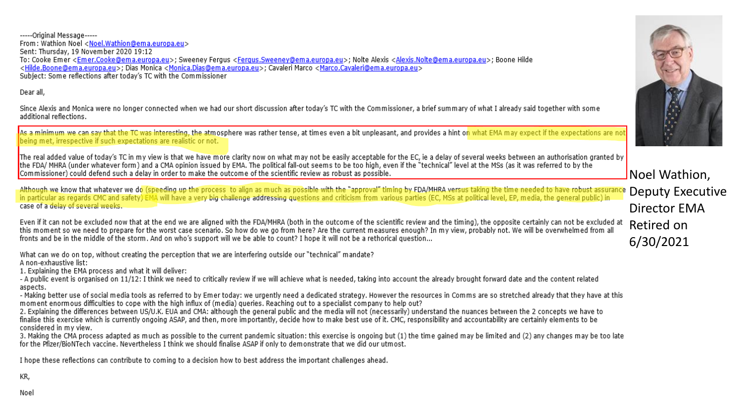-----Original Message-----
From: Wathion Noel <Noel.Wathion@ema.europa.eu>
Sent: Thursday, 19 November 2020 19:12
To: Cooke Emer <Emer.Cooke@ema.europa.eu>; Sweeney Fergus <Fergus.Sweeney@ema.europa.eu>; Nolte Alexis <Alexis.Nolte@ema.europa.eu>; Boone Hilde <Hilde.Boone@ema.europa.eu>; Dias Monica <Monica.Dias@ema.europa.eu>; Cavaleri Marco <Marco.Cavaleri@ema.europa.eu>
Subject: Some reflections after today's TC with the Commissioner

Dear all,

Since Alexis and Monica were no longer connected when we had our short discussion after today's TC with the Commissioner, a brief summary of what I already said together with some additional reflections.

As a minimum we can say that the TC was interesting, the atmosphere was rather tense, at times even a bit unpleasant, and provides a hint on what EMA may expect if the expectations are not being met, irrespective if such expectations are realistic or not.

The real added value of today's TC in my view is that we have more clarity now on what may not be easily acceptable for the EC, ie a delay of several weeks between an authorisation granted by the FDA/ MHRA (under whatever form) and a CMA opinion issued by EMA. The political fall-out seems to be too high, even if the "technical" level at the MSs (as it was referred to by the Commissioner) could defend such a delay in order to make the outcome of the scientific review as robust as possible.

Although we know that whatever we do (speeding up the process to align as much as possible with the "approval" timing by FDA/MHRA versus taking the time needed to have robust assurance in particular as regards CMC and safety) EMA will have a very big challenge addressing questions and criticism from various parties (EC, MSs at political level, EP, media, the general public) in case of a delay of several weeks.

Even if it can not be excluded now that at the end we are aligned with the FDA/MHRA (both in the outcome of the scientific review and the timing), the opposite certainly can not be excluded at this moment so we need to prepare for the worst case scenario. So how do we go from here? Are the current measures enough? In my view, probably not. We will be overwhelmed from all fronts and be in the middle of the storm. And on who's support will we be able to count? I hope it will not be a rethorical question...

What can we do on top, without creating the perception that we are interfering outside our "technical" mandate?
A non-exhaustive list:
1. Explaining the EMA process and what it will deliver:
- A public event is organised on 11/12: I think we need to critically review if we will achieve what is needed, taking into account the already brought forward date and the content related aspects.
- Making better use of social media tools as referred to by Emer today: we urgently need a dedicated strategy. However the resources in Comms are so stretched already that they have at this moment enormous difficulties to cope with the high influx of (media) queries. Reaching out to a specialist company to help out?
2. Explaining the differences between US/U.K. EUA and CMA: although the general public and the media will not (necessarily) understand the nuances between the 2 concepts we have to finalise this exercise which is currently ongoing ASAP, and then, more importantly, decide how to make best use of it. CMC, responsibility and accountability are certainly elements to be considered in my view.
3. Making the CMA process adapted as much as possible to the current pandemic situation: this exercise is ongoing but (1) the time gained may be limited and (2) any changes may be too late for the Pfizer/BioNTech vaccine. Nevertheless I think we should finalise ASAP if only to demonstrate that we did our utmost.

I hope these reflections can contribute to coming to a decision how to best address the important challenges ahead.

KR,

Noel

Noel Wathion, Deputy Executive Director EMA Retired on 6/30/2021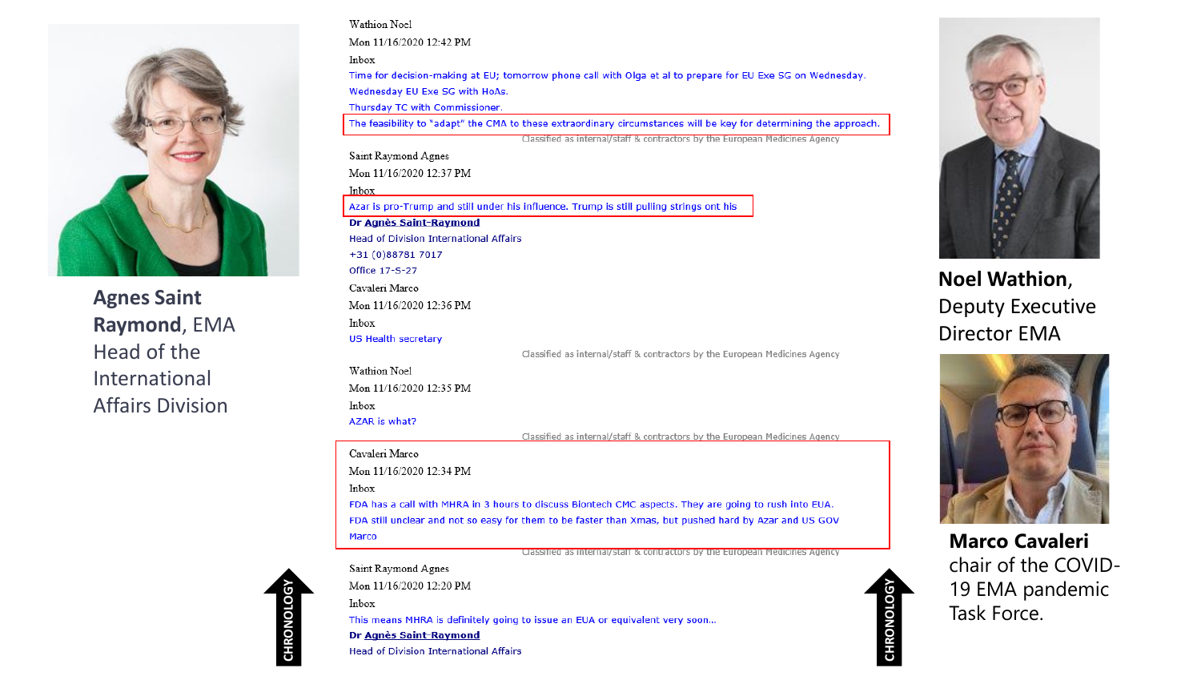**Agnes Saint Raymond**, EMA Head of the International Affairs Division

Wathion Noel
Mon 11/16/2020 12:42 PM
Inbox
Time for decision-making at EU; tomorrow phone call with Olga et al to prepare for EU Exe SG on Wednesday.
Wednesday EU Exe SG with HoAs.
Thursday TC with Commissioner.
The feasibility to "adapt" the CMA to these extraordinary circumstances will be key for determining the approach.

Classified as internal/staff & contractors by the European Medicines Agency

Saint Raymond Agnes
Mon 11/16/2020 12:37 PM
Inbox
Azar is pro-Trump and still under his influence. Trump is still pulling strings ont his
**Dr Agnès Saint-Raymond**
Head of Division International Affairs
+31 (0)88781 7017
Office 17-S-27

Cavaleri Marco
Mon 11/16/2020 12:36 PM
Inbox
US Health secretary

Classified as internal/staff & contractors by the European Medicines Agency

Wathion Noel
Mon 11/16/2020 12:35 PM
Inbox
AZAR is what?

Classified as internal/staff & contractors by the European Medicines Agency

Cavaleri Marco
Mon 11/16/2020 12:34 PM
Inbox
FDA has a call with MHRA in 3 hours to discuss Biontech CMC aspects. They are going to rush into EUA.
FDA still unclear and not so easy for them to be faster than Xmas, but pushed hard by Azar and US GOV
Marco

Classified as internal/staff & contractors by the European Medicines Agency

Saint Raymond Agnes
Mon 11/16/2020 12:20 PM
Inbox
This means MHRA is definitely going to issue an EUA or equivalent very soon...
**Dr Agnès Saint-Raymond**
Head of Division International Affairs

CHRONOLOGY

**Noel Wathion**, Deputy Executive Director EMA

**Marco Cavaleri** chair of the COVID-19 EMA pandemic Task Force.

CHRONOLOGY